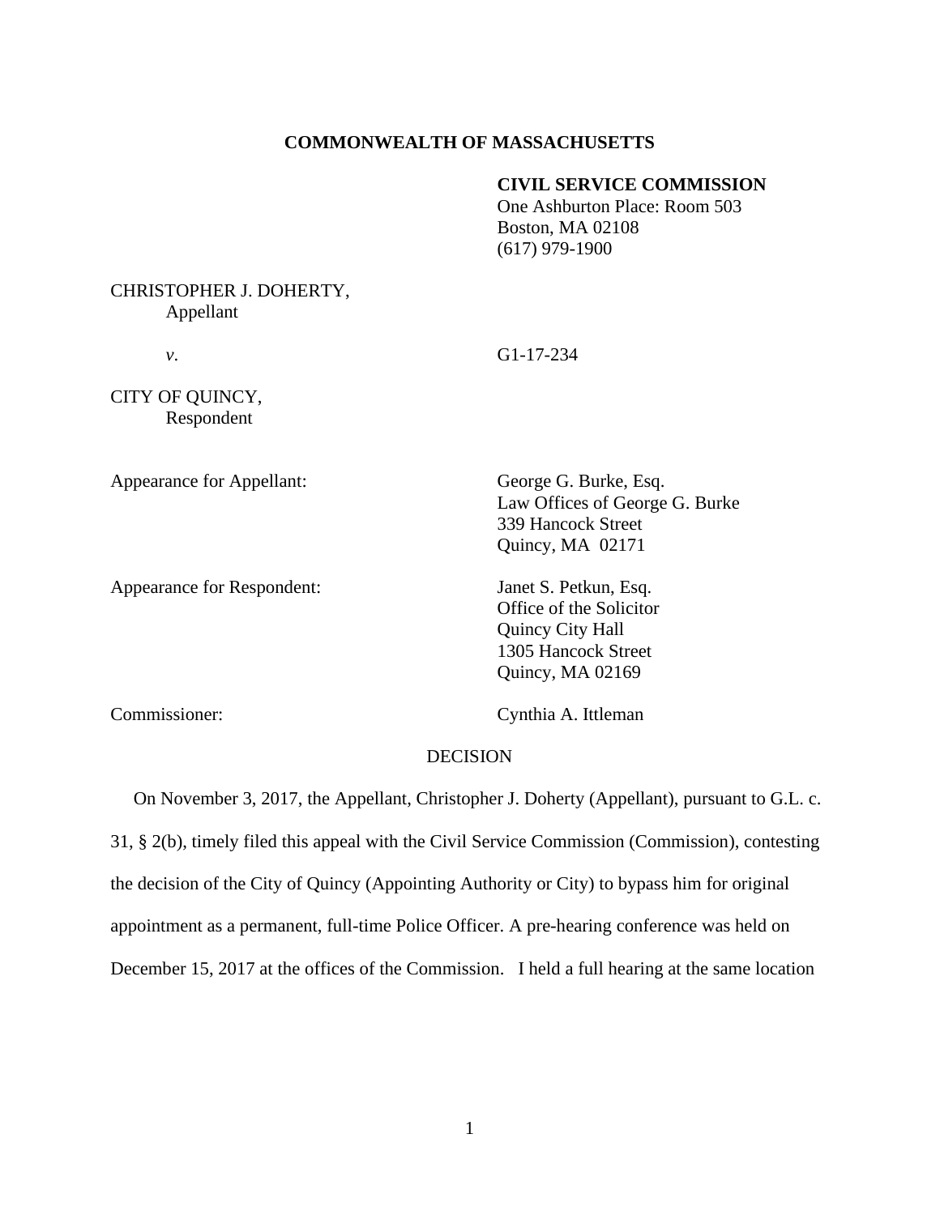**COMMONWEALTH OF MASSACHUSETTS**

**CIVIL SERVICE COMMISSION**
One Ashburton Place: Room 503
Boston, MA 02108
(617) 979-1900

CHRISTOPHER J. DOHERTY,
Appellant

*v.* G1-17-234

CITY OF QUINCY,
Respondent

Appearance for Appellant: George G. Burke, Esq.
Law Offices of George G. Burke
339 Hancock Street
Quincy, MA 02171

Appearance for Respondent: Janet S. Petkun, Esq.
Office of the Solicitor
Quincy City Hall
1305 Hancock Street
Quincy, MA 02169

Commissioner: Cynthia A. Ittleman

DECISION

On November 3, 2017, the Appellant, Christopher J. Doherty (Appellant), pursuant to G.L. c. 31, § 2(b), timely filed this appeal with the Civil Service Commission (Commission), contesting the decision of the City of Quincy (Appointing Authority or City) to bypass him for original appointment as a permanent, full-time Police Officer. A pre-hearing conference was held on December 15, 2017 at the offices of the Commission. I held a full hearing at the same location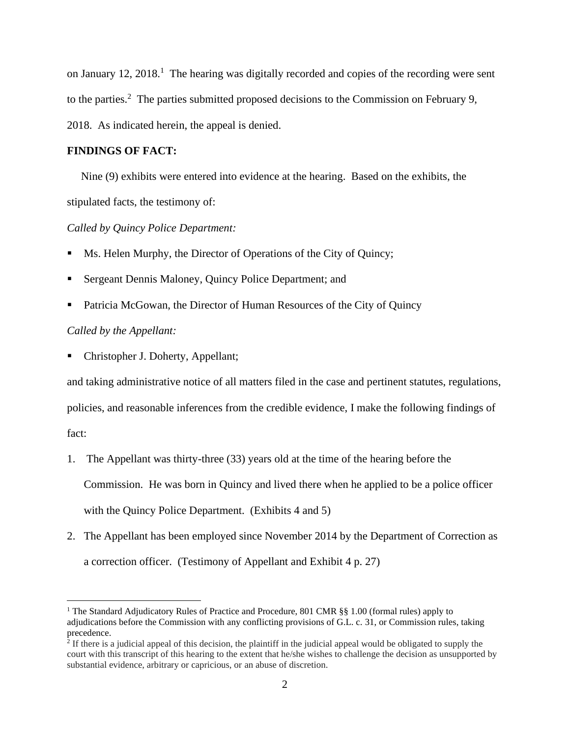on January 12, 2018.[1] The hearing was digitally recorded and copies of the recording were sent to the parties.[2] The parties submitted proposed decisions to the Commission on February 9, 2018. As indicated herein, the appeal is denied.

**FINDINGS OF FACT:**

Nine (9) exhibits were entered into evidence at the hearing. Based on the exhibits, the stipulated facts, the testimony of:

*Called by Quincy Police Department:*

- Ms. Helen Murphy, the Director of Operations of the City of Quincy;
- Sergeant Dennis Maloney, Quincy Police Department; and
- Patricia McGowan, the Director of Human Resources of the City of Quincy

*Called by the Appellant:*

- Christopher J. Doherty, Appellant;

and taking administrative notice of all matters filed in the case and pertinent statutes, regulations, policies, and reasonable inferences from the credible evidence, I make the following findings of fact:

1. The Appellant was thirty-three (33) years old at the time of the hearing before the Commission. He was born in Quincy and lived there when he applied to be a police officer with the Quincy Police Department. (Exhibits 4 and 5)
2. The Appellant has been employed since November 2014 by the Department of Correction as a correction officer. (Testimony of Appellant and Exhibit 4 p. 27)

---

[1] The Standard Adjudicatory Rules of Practice and Procedure, 801 CMR §§ 1.00 (formal rules) apply to adjudications before the Commission with any conflicting provisions of G.L. c. 31, or Commission rules, taking precedence.

[2] If there is a judicial appeal of this decision, the plaintiff in the judicial appeal would be obligated to supply the court with this transcript of this hearing to the extent that he/she wishes to challenge the decision as unsupported by substantial evidence, arbitrary or capricious, or an abuse of discretion.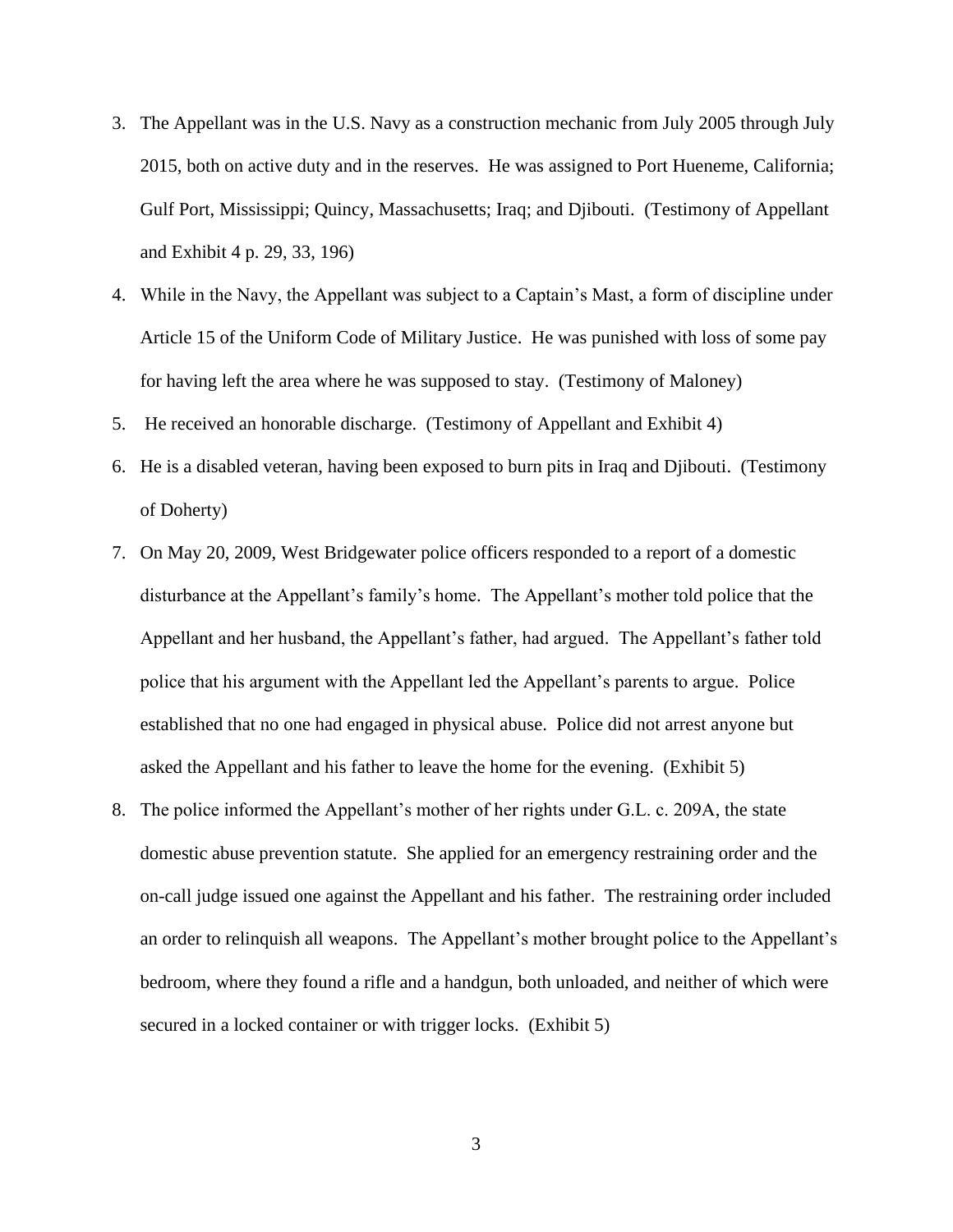3. The Appellant was in the U.S. Navy as a construction mechanic from July 2005 through July 2015, both on active duty and in the reserves. He was assigned to Port Hueneme, California; Gulf Port, Mississippi; Quincy, Massachusetts; Iraq; and Djibouti. (Testimony of Appellant and Exhibit 4 p. 29, 33, 196)
4. While in the Navy, the Appellant was subject to a Captain's Mast, a form of discipline under Article 15 of the Uniform Code of Military Justice. He was punished with loss of some pay for having left the area where he was supposed to stay. (Testimony of Maloney)
5. He received an honorable discharge. (Testimony of Appellant and Exhibit 4)
6. He is a disabled veteran, having been exposed to burn pits in Iraq and Djibouti. (Testimony of Doherty)
7. On May 20, 2009, West Bridgewater police officers responded to a report of a domestic disturbance at the Appellant's family's home. The Appellant's mother told police that the Appellant and her husband, the Appellant's father, had argued. The Appellant's father told police that his argument with the Appellant led the Appellant's parents to argue. Police established that no one had engaged in physical abuse. Police did not arrest anyone but asked the Appellant and his father to leave the home for the evening. (Exhibit 5)
8. The police informed the Appellant's mother of her rights under G.L. c. 209A, the state domestic abuse prevention statute. She applied for an emergency restraining order and the on-call judge issued one against the Appellant and his father. The restraining order included an order to relinquish all weapons. The Appellant's mother brought police to the Appellant's bedroom, where they found a rifle and a handgun, both unloaded, and neither of which were secured in a locked container or with trigger locks. (Exhibit 5)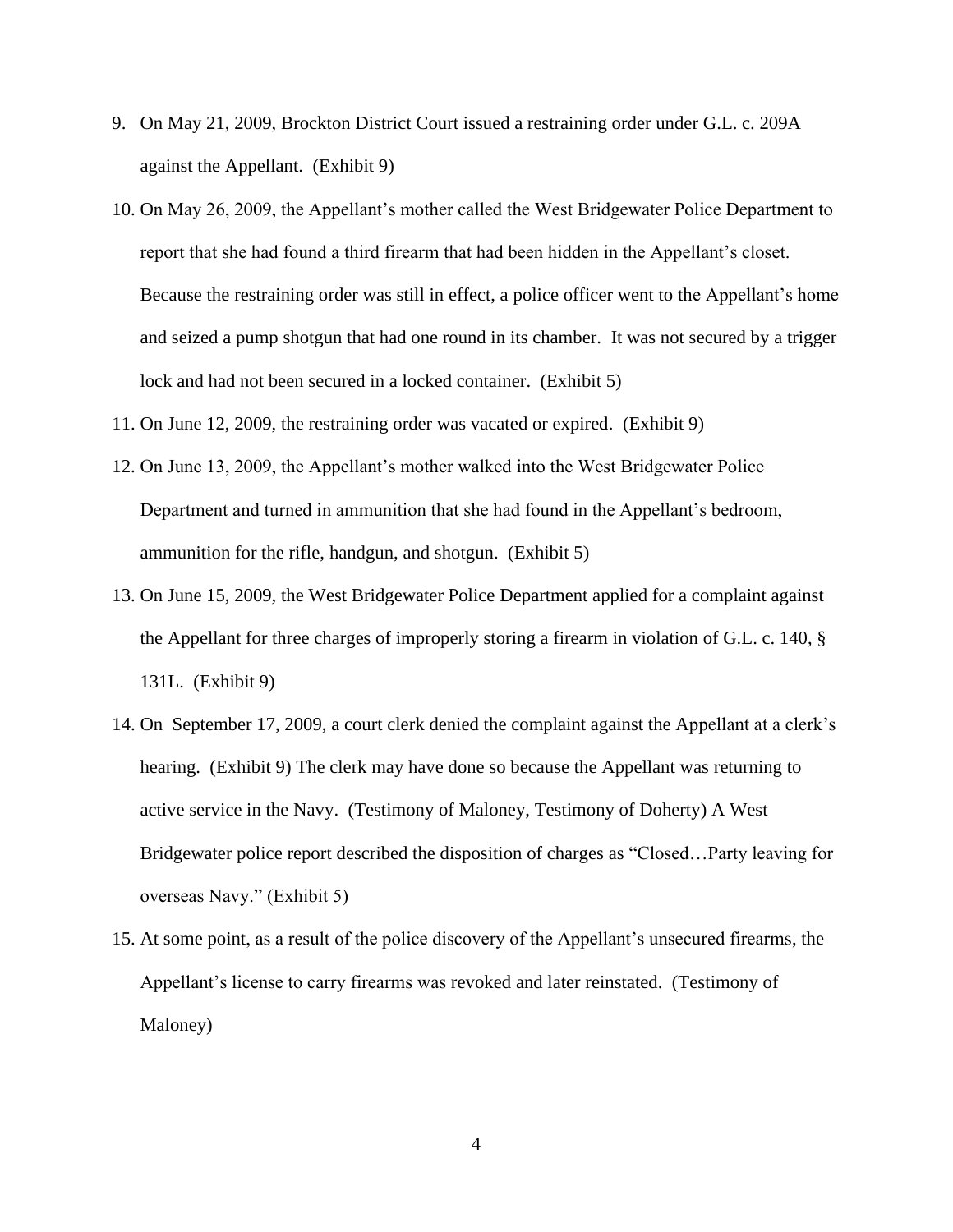9. On May 21, 2009, Brockton District Court issued a restraining order under G.L. c. 209A against the Appellant. (Exhibit 9)
10. On May 26, 2009, the Appellant's mother called the West Bridgewater Police Department to report that she had found a third firearm that had been hidden in the Appellant's closet. Because the restraining order was still in effect, a police officer went to the Appellant's home and seized a pump shotgun that had one round in its chamber. It was not secured by a trigger lock and had not been secured in a locked container. (Exhibit 5)
11. On June 12, 2009, the restraining order was vacated or expired. (Exhibit 9)
12. On June 13, 2009, the Appellant's mother walked into the West Bridgewater Police Department and turned in ammunition that she had found in the Appellant's bedroom, ammunition for the rifle, handgun, and shotgun. (Exhibit 5)
13. On June 15, 2009, the West Bridgewater Police Department applied for a complaint against the Appellant for three charges of improperly storing a firearm in violation of G.L. c. 140, § 131L. (Exhibit 9)
14. On September 17, 2009, a court clerk denied the complaint against the Appellant at a clerk's hearing. (Exhibit 9) The clerk may have done so because the Appellant was returning to active service in the Navy. (Testimony of Maloney, Testimony of Doherty) A West Bridgewater police report described the disposition of charges as "Closed…Party leaving for overseas Navy." (Exhibit 5)
15. At some point, as a result of the police discovery of the Appellant's unsecured firearms, the Appellant's license to carry firearms was revoked and later reinstated. (Testimony of Maloney)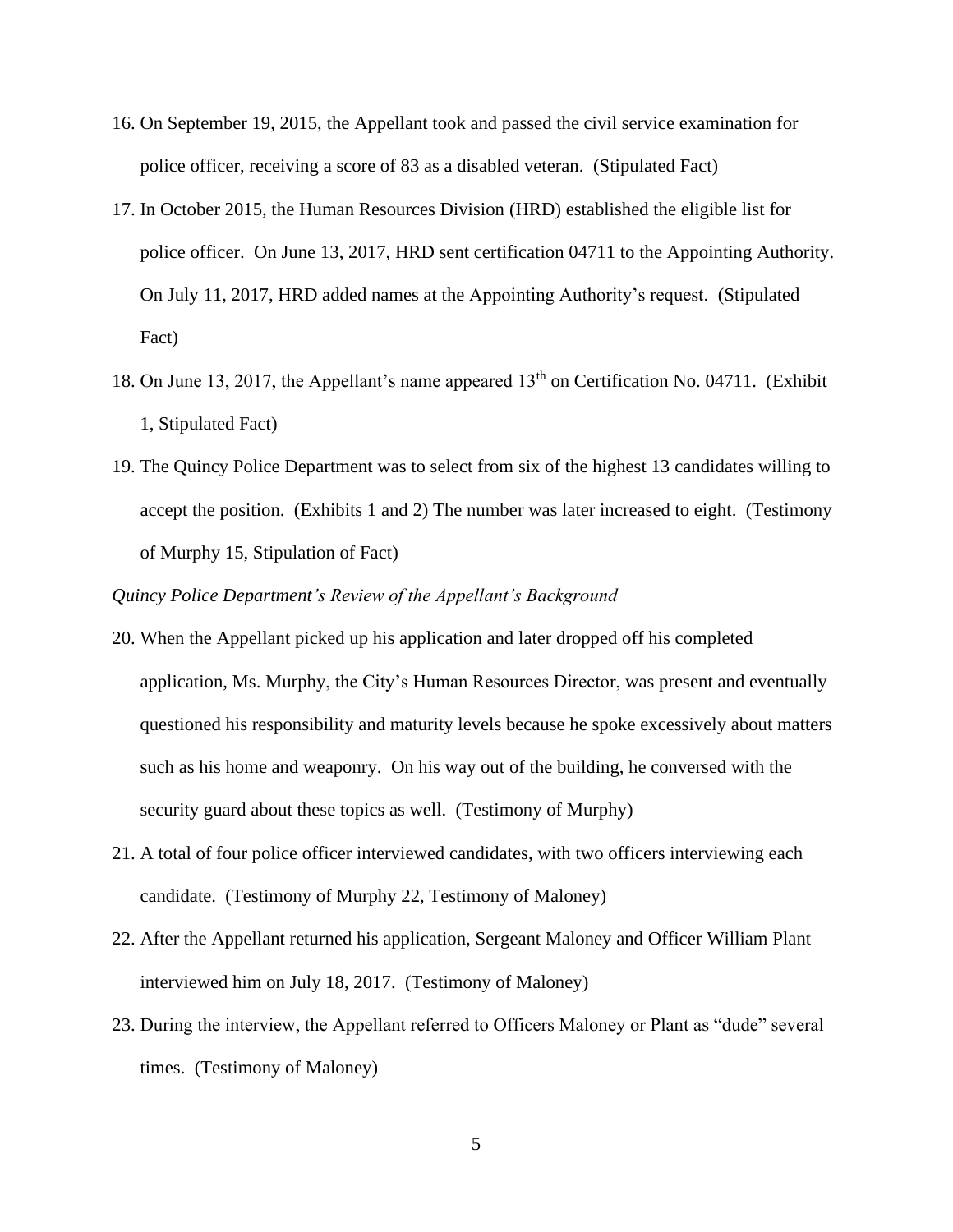16. On September 19, 2015, the Appellant took and passed the civil service examination for police officer, receiving a score of 83 as a disabled veteran. (Stipulated Fact)

17. In October 2015, the Human Resources Division (HRD) established the eligible list for police officer. On June 13, 2017, HRD sent certification 04711 to the Appointing Authority. On July 11, 2017, HRD added names at the Appointing Authority's request. (Stipulated Fact)

18. On June 13, 2017, the Appellant's name appeared 13th on Certification No. 04711. (Exhibit 1, Stipulated Fact)

19. The Quincy Police Department was to select from six of the highest 13 candidates willing to accept the position. (Exhibits 1 and 2) The number was later increased to eight. (Testimony of Murphy 15, Stipulation of Fact)

*Quincy Police Department's Review of the Appellant's Background*

20. When the Appellant picked up his application and later dropped off his completed application, Ms. Murphy, the City's Human Resources Director, was present and eventually questioned his responsibility and maturity levels because he spoke excessively about matters such as his home and weaponry. On his way out of the building, he conversed with the security guard about these topics as well. (Testimony of Murphy)

21. A total of four police officer interviewed candidates, with two officers interviewing each candidate. (Testimony of Murphy 22, Testimony of Maloney)

22. After the Appellant returned his application, Sergeant Maloney and Officer William Plant interviewed him on July 18, 2017. (Testimony of Maloney)

23. During the interview, the Appellant referred to Officers Maloney or Plant as "dude" several times. (Testimony of Maloney)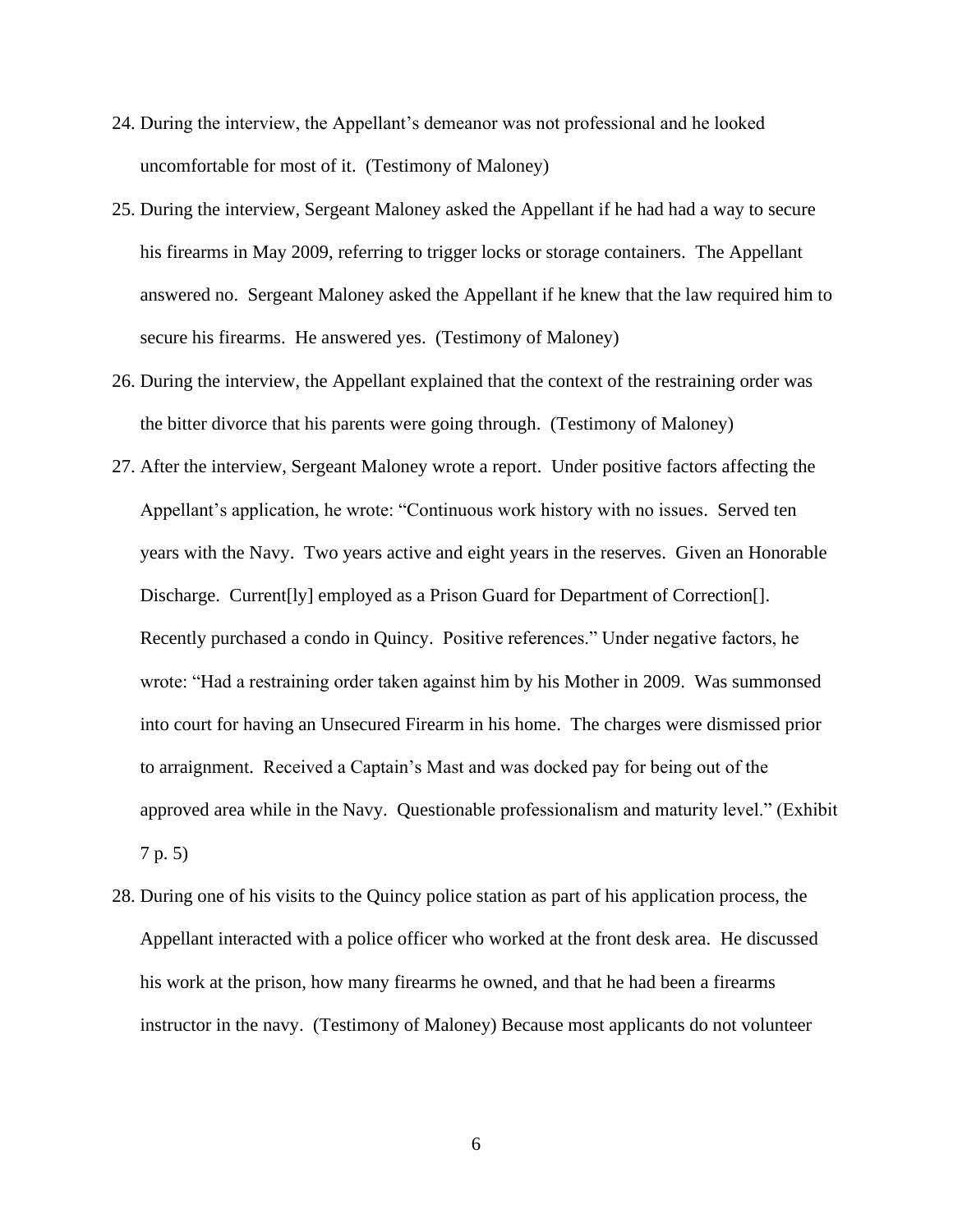24. During the interview, the Appellant's demeanor was not professional and he looked uncomfortable for most of it. (Testimony of Maloney)

25. During the interview, Sergeant Maloney asked the Appellant if he had had a way to secure his firearms in May 2009, referring to trigger locks or storage containers. The Appellant answered no. Sergeant Maloney asked the Appellant if he knew that the law required him to secure his firearms. He answered yes. (Testimony of Maloney)

26. During the interview, the Appellant explained that the context of the restraining order was the bitter divorce that his parents were going through. (Testimony of Maloney)

27. After the interview, Sergeant Maloney wrote a report. Under positive factors affecting the Appellant's application, he wrote: "Continuous work history with no issues. Served ten years with the Navy. Two years active and eight years in the reserves. Given an Honorable Discharge. Current[ly] employed as a Prison Guard for Department of Correction[]. Recently purchased a condo in Quincy. Positive references." Under negative factors, he wrote: "Had a restraining order taken against him by his Mother in 2009. Was summonsed into court for having an Unsecured Firearm in his home. The charges were dismissed prior to arraignment. Received a Captain's Mast and was docked pay for being out of the approved area while in the Navy. Questionable professionalism and maturity level." (Exhibit 7 p. 5)

28. During one of his visits to the Quincy police station as part of his application process, the Appellant interacted with a police officer who worked at the front desk area. He discussed his work at the prison, how many firearms he owned, and that he had been a firearms instructor in the navy. (Testimony of Maloney) Because most applicants do not volunteer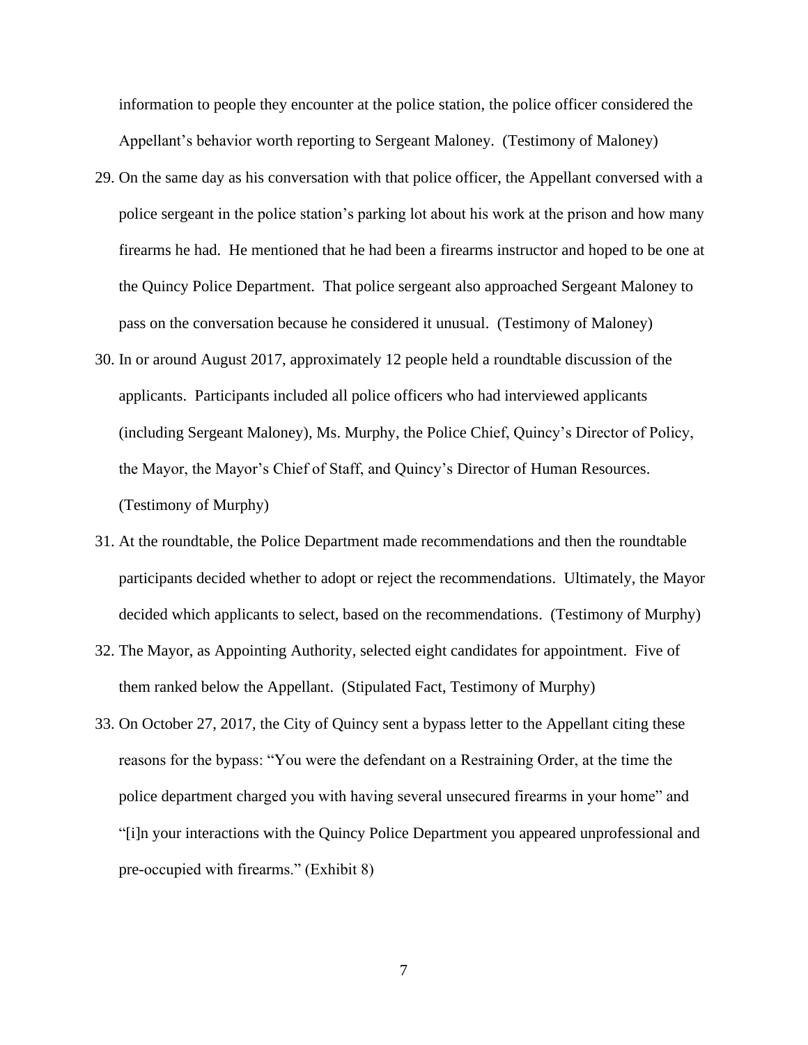information to people they encounter at the police station, the police officer considered the Appellant's behavior worth reporting to Sergeant Maloney. (Testimony of Maloney)

29. On the same day as his conversation with that police officer, the Appellant conversed with a police sergeant in the police station's parking lot about his work at the prison and how many firearms he had. He mentioned that he had been a firearms instructor and hoped to be one at the Quincy Police Department. That police sergeant also approached Sergeant Maloney to pass on the conversation because he considered it unusual. (Testimony of Maloney)

30. In or around August 2017, approximately 12 people held a roundtable discussion of the applicants. Participants included all police officers who had interviewed applicants (including Sergeant Maloney), Ms. Murphy, the Police Chief, Quincy's Director of Policy, the Mayor, the Mayor's Chief of Staff, and Quincy's Director of Human Resources. (Testimony of Murphy)

31. At the roundtable, the Police Department made recommendations and then the roundtable participants decided whether to adopt or reject the recommendations. Ultimately, the Mayor decided which applicants to select, based on the recommendations. (Testimony of Murphy)

32. The Mayor, as Appointing Authority, selected eight candidates for appointment. Five of them ranked below the Appellant. (Stipulated Fact, Testimony of Murphy)

33. On October 27, 2017, the City of Quincy sent a bypass letter to the Appellant citing these reasons for the bypass: "You were the defendant on a Restraining Order, at the time the police department charged you with having several unsecured firearms in your home" and "[i]n your interactions with the Quincy Police Department you appeared unprofessional and pre-occupied with firearms." (Exhibit 8)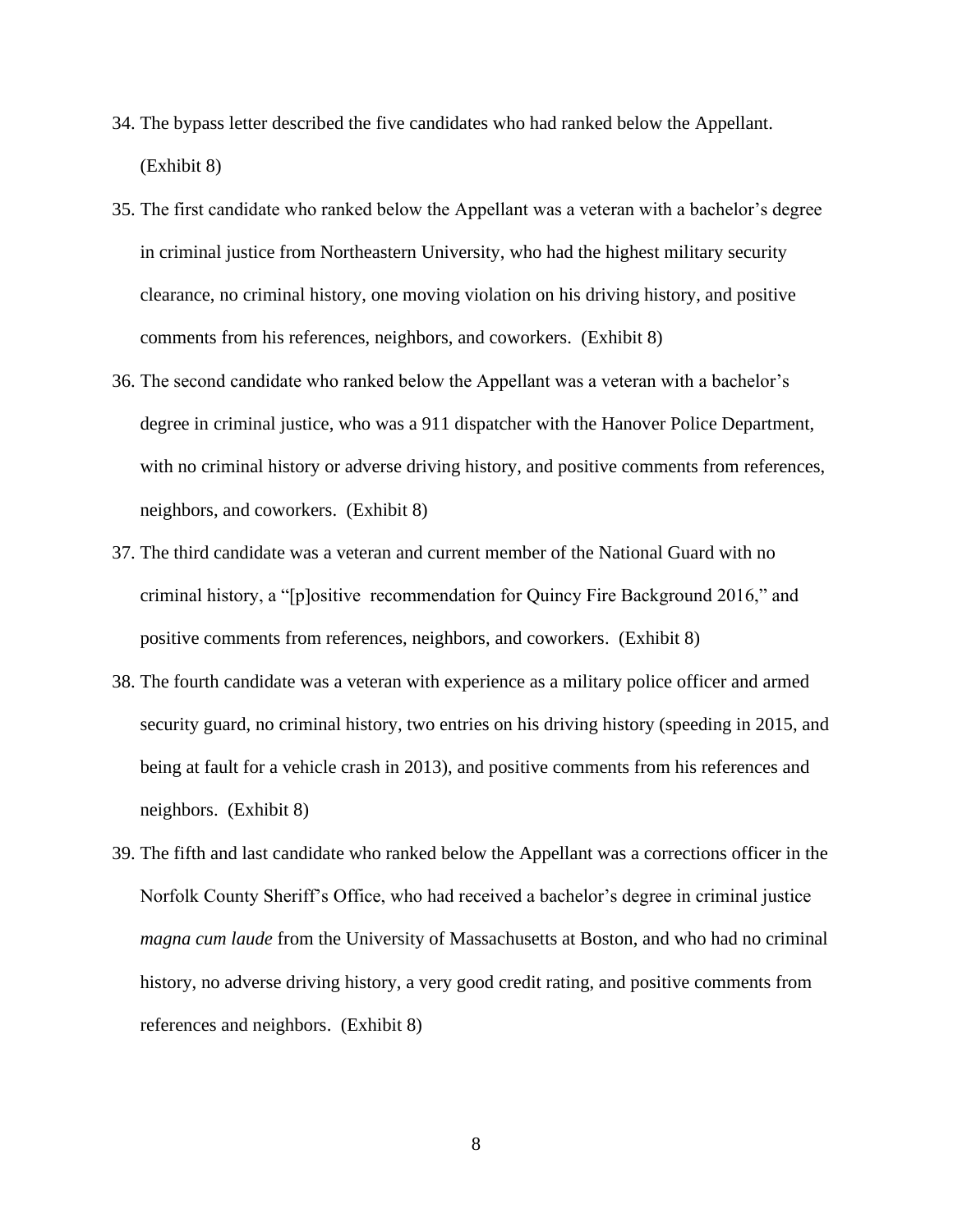34. The bypass letter described the five candidates who had ranked below the Appellant. (Exhibit 8)

35. The first candidate who ranked below the Appellant was a veteran with a bachelor's degree in criminal justice from Northeastern University, who had the highest military security clearance, no criminal history, one moving violation on his driving history, and positive comments from his references, neighbors, and coworkers. (Exhibit 8)

36. The second candidate who ranked below the Appellant was a veteran with a bachelor's degree in criminal justice, who was a 911 dispatcher with the Hanover Police Department, with no criminal history or adverse driving history, and positive comments from references, neighbors, and coworkers. (Exhibit 8)

37. The third candidate was a veteran and current member of the National Guard with no criminal history, a "[p]ositive recommendation for Quincy Fire Background 2016," and positive comments from references, neighbors, and coworkers. (Exhibit 8)

38. The fourth candidate was a veteran with experience as a military police officer and armed security guard, no criminal history, two entries on his driving history (speeding in 2015, and being at fault for a vehicle crash in 2013), and positive comments from his references and neighbors. (Exhibit 8)

39. The fifth and last candidate who ranked below the Appellant was a corrections officer in the Norfolk County Sheriff's Office, who had received a bachelor's degree in criminal justice *magna cum laude* from the University of Massachusetts at Boston, and who had no criminal history, no adverse driving history, a very good credit rating, and positive comments from references and neighbors. (Exhibit 8)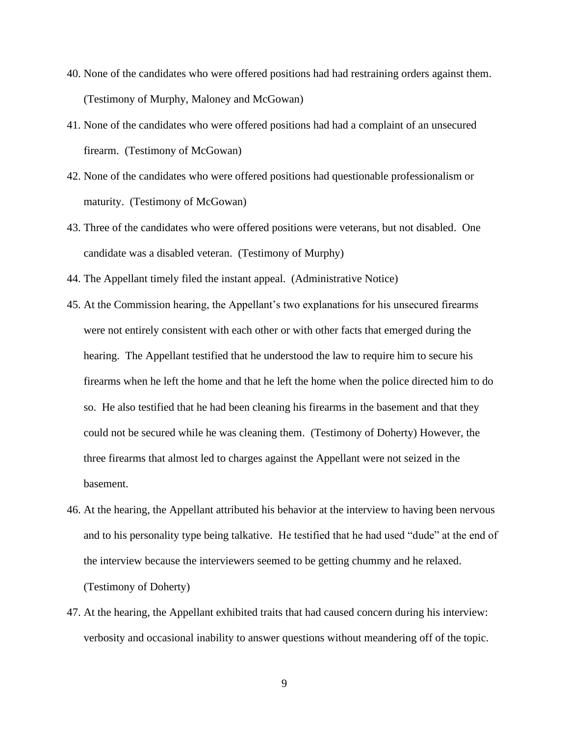40. None of the candidates who were offered positions had had restraining orders against them. (Testimony of Murphy, Maloney and McGowan)
41. None of the candidates who were offered positions had had a complaint of an unsecured firearm. (Testimony of McGowan)
42. None of the candidates who were offered positions had questionable professionalism or maturity. (Testimony of McGowan)
43. Three of the candidates who were offered positions were veterans, but not disabled. One candidate was a disabled veteran. (Testimony of Murphy)
44. The Appellant timely filed the instant appeal. (Administrative Notice)
45. At the Commission hearing, the Appellant's two explanations for his unsecured firearms were not entirely consistent with each other or with other facts that emerged during the hearing. The Appellant testified that he understood the law to require him to secure his firearms when he left the home and that he left the home when the police directed him to do so. He also testified that he had been cleaning his firearms in the basement and that they could not be secured while he was cleaning them. (Testimony of Doherty) However, the three firearms that almost led to charges against the Appellant were not seized in the basement.
46. At the hearing, the Appellant attributed his behavior at the interview to having been nervous and to his personality type being talkative. He testified that he had used "dude" at the end of the interview because the interviewers seemed to be getting chummy and he relaxed. (Testimony of Doherty)
47. At the hearing, the Appellant exhibited traits that had caused concern during his interview: verbosity and occasional inability to answer questions without meandering off of the topic.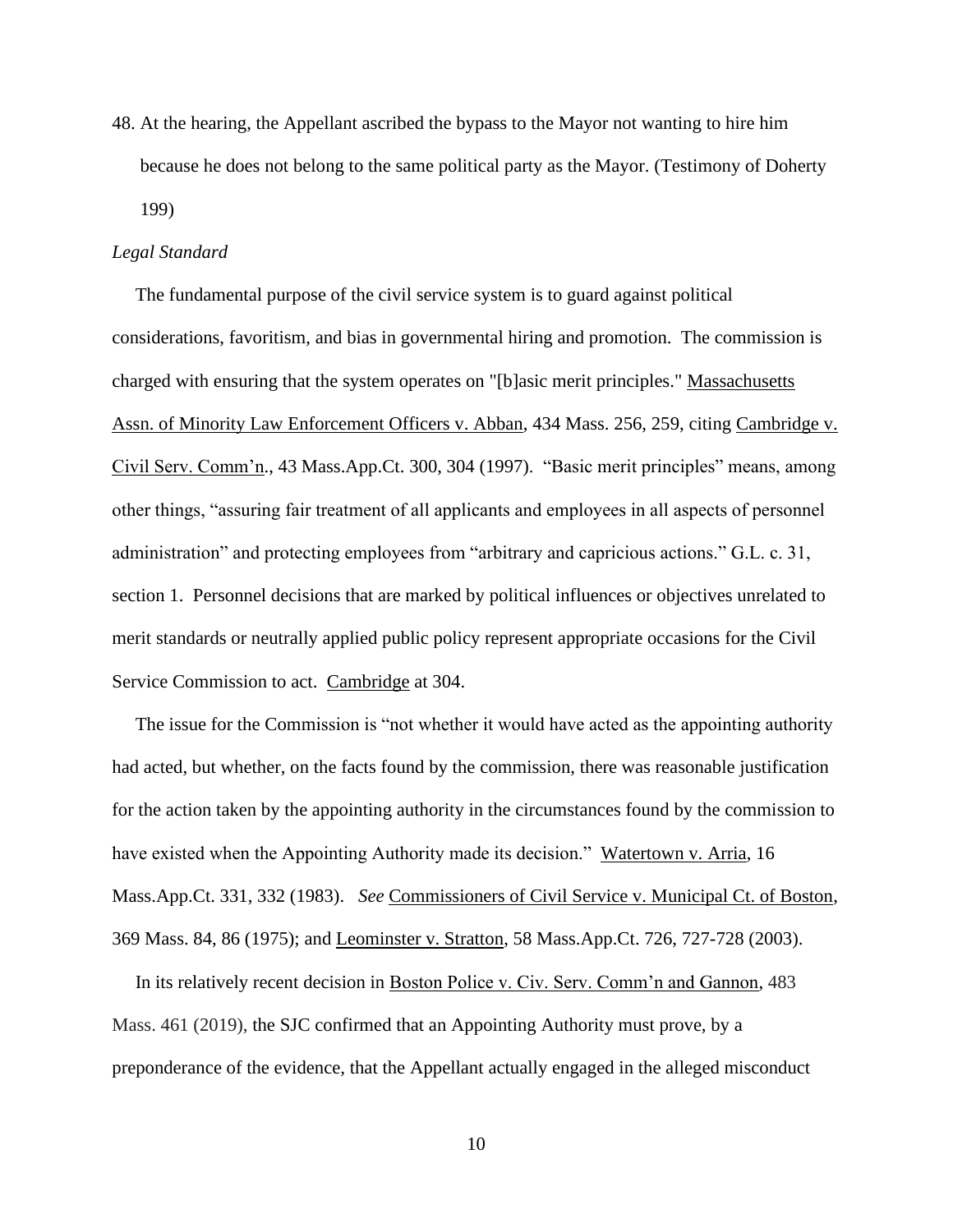48. At the hearing, the Appellant ascribed the bypass to the Mayor not wanting to hire him because he does not belong to the same political party as the Mayor. (Testimony of Doherty 199)

*Legal Standard*

The fundamental purpose of the civil service system is to guard against political considerations, favoritism, and bias in governmental hiring and promotion. The commission is charged with ensuring that the system operates on "[b]asic merit principles." Massachusetts Assn. of Minority Law Enforcement Officers v. Abban, 434 Mass. 256, 259, citing Cambridge v. Civil Serv. Comm'n., 43 Mass.App.Ct. 300, 304 (1997). "Basic merit principles" means, among other things, "assuring fair treatment of all applicants and employees in all aspects of personnel administration" and protecting employees from "arbitrary and capricious actions." G.L. c. 31, section 1. Personnel decisions that are marked by political influences or objectives unrelated to merit standards or neutrally applied public policy represent appropriate occasions for the Civil Service Commission to act. Cambridge at 304.

The issue for the Commission is "not whether it would have acted as the appointing authority had acted, but whether, on the facts found by the commission, there was reasonable justification for the action taken by the appointing authority in the circumstances found by the commission to have existed when the Appointing Authority made its decision." Watertown v. Arria, 16 Mass.App.Ct. 331, 332 (1983). *See* Commissioners of Civil Service v. Municipal Ct. of Boston, 369 Mass. 84, 86 (1975); and Leominster v. Stratton, 58 Mass.App.Ct. 726, 727-728 (2003).

In its relatively recent decision in Boston Police v. Civ. Serv. Comm'n and Gannon, 483 Mass. 461 (2019), the SJC confirmed that an Appointing Authority must prove, by a preponderance of the evidence, that the Appellant actually engaged in the alleged misconduct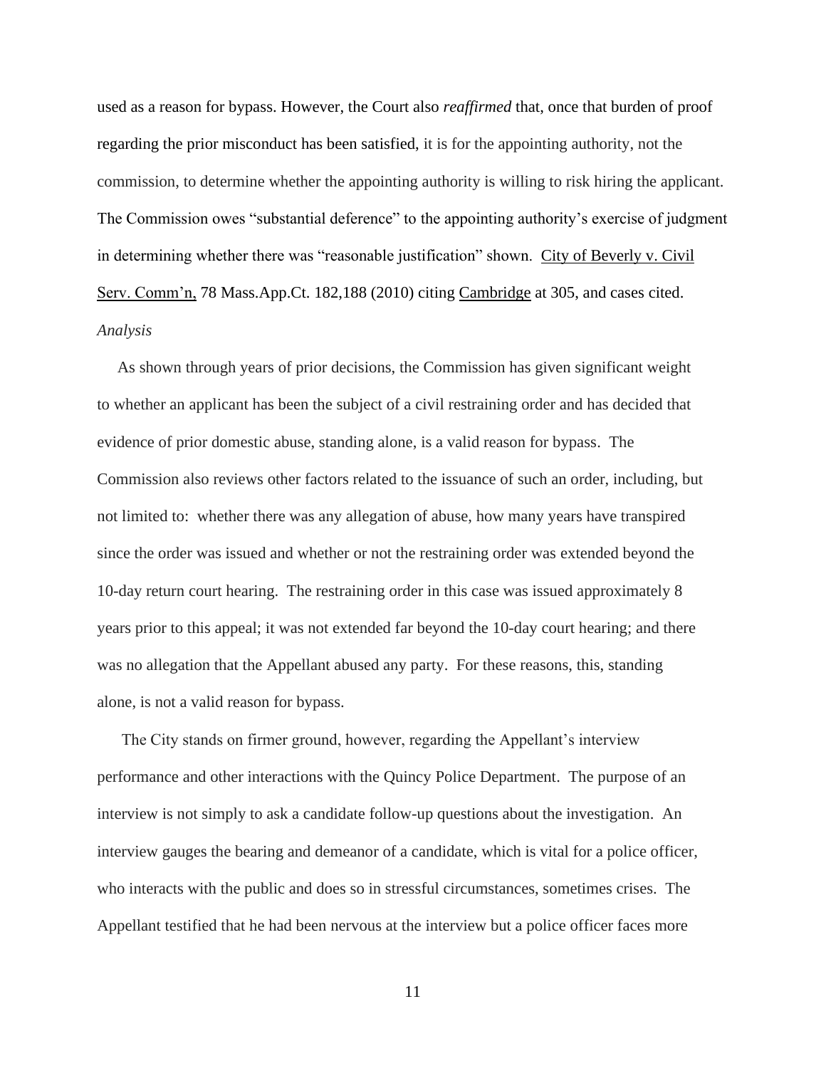used as a reason for bypass. However, the Court also *reaffirmed* that, once that burden of proof regarding the prior misconduct has been satisfied, it is for the appointing authority, not the commission, to determine whether the appointing authority is willing to risk hiring the applicant. The Commission owes "substantial deference" to the appointing authority's exercise of judgment in determining whether there was "reasonable justification" shown. City of Beverly v. Civil Serv. Comm'n, 78 Mass.App.Ct. 182,188 (2010) citing Cambridge at 305, and cases cited.

*Analysis*

As shown through years of prior decisions, the Commission has given significant weight to whether an applicant has been the subject of a civil restraining order and has decided that evidence of prior domestic abuse, standing alone, is a valid reason for bypass. The Commission also reviews other factors related to the issuance of such an order, including, but not limited to: whether there was any allegation of abuse, how many years have transpired since the order was issued and whether or not the restraining order was extended beyond the 10-day return court hearing. The restraining order in this case was issued approximately 8 years prior to this appeal; it was not extended far beyond the 10-day court hearing; and there was no allegation that the Appellant abused any party. For these reasons, this, standing alone, is not a valid reason for bypass.

The City stands on firmer ground, however, regarding the Appellant's interview performance and other interactions with the Quincy Police Department. The purpose of an interview is not simply to ask a candidate follow-up questions about the investigation. An interview gauges the bearing and demeanor of a candidate, which is vital for a police officer, who interacts with the public and does so in stressful circumstances, sometimes crises. The Appellant testified that he had been nervous at the interview but a police officer faces more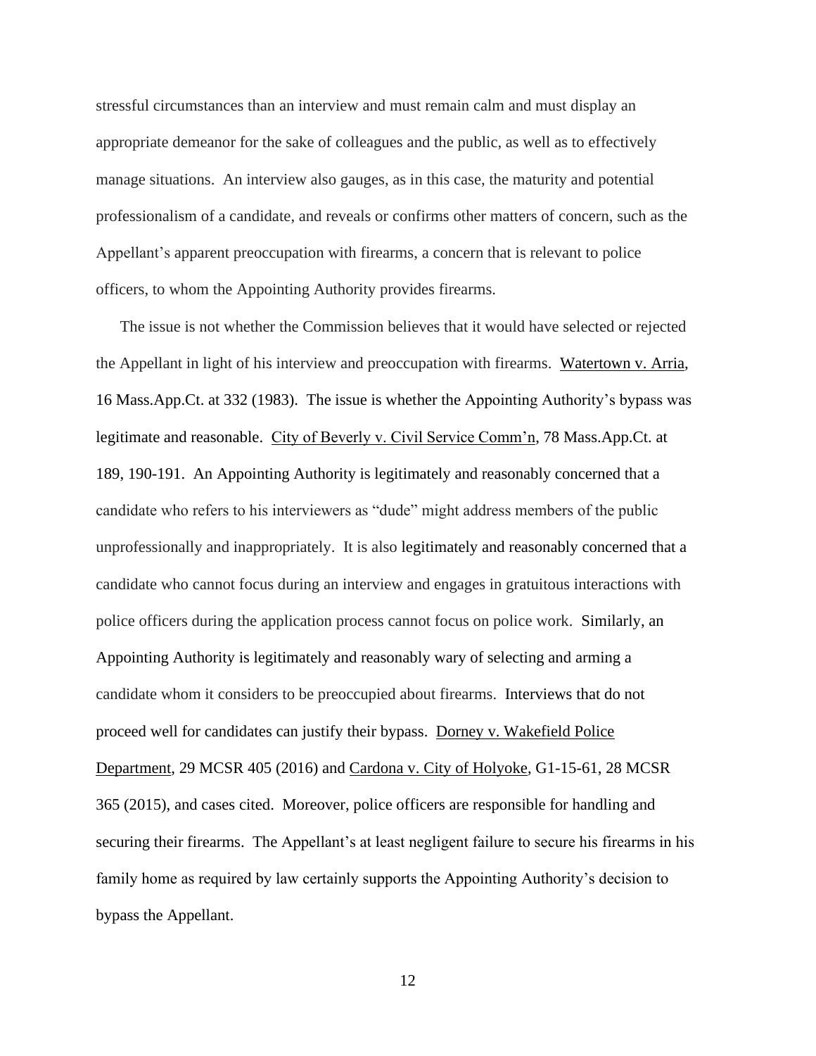stressful circumstances than an interview and must remain calm and must display an appropriate demeanor for the sake of colleagues and the public, as well as to effectively manage situations. An interview also gauges, as in this case, the maturity and potential professionalism of a candidate, and reveals or confirms other matters of concern, such as the Appellant's apparent preoccupation with firearms, a concern that is relevant to police officers, to whom the Appointing Authority provides firearms.

The issue is not whether the Commission believes that it would have selected or rejected the Appellant in light of his interview and preoccupation with firearms. Watertown v. Arria, 16 Mass.App.Ct. at 332 (1983). The issue is whether the Appointing Authority's bypass was legitimate and reasonable. City of Beverly v. Civil Service Comm'n, 78 Mass.App.Ct. at 189, 190-191. An Appointing Authority is legitimately and reasonably concerned that a candidate who refers to his interviewers as "dude" might address members of the public unprofessionally and inappropriately. It is also legitimately and reasonably concerned that a candidate who cannot focus during an interview and engages in gratuitous interactions with police officers during the application process cannot focus on police work. Similarly, an Appointing Authority is legitimately and reasonably wary of selecting and arming a candidate whom it considers to be preoccupied about firearms. Interviews that do not proceed well for candidates can justify their bypass. Dorney v. Wakefield Police Department, 29 MCSR 405 (2016) and Cardona v. City of Holyoke, G1-15-61, 28 MCSR 365 (2015), and cases cited. Moreover, police officers are responsible for handling and securing their firearms. The Appellant's at least negligent failure to secure his firearms in his family home as required by law certainly supports the Appointing Authority's decision to bypass the Appellant.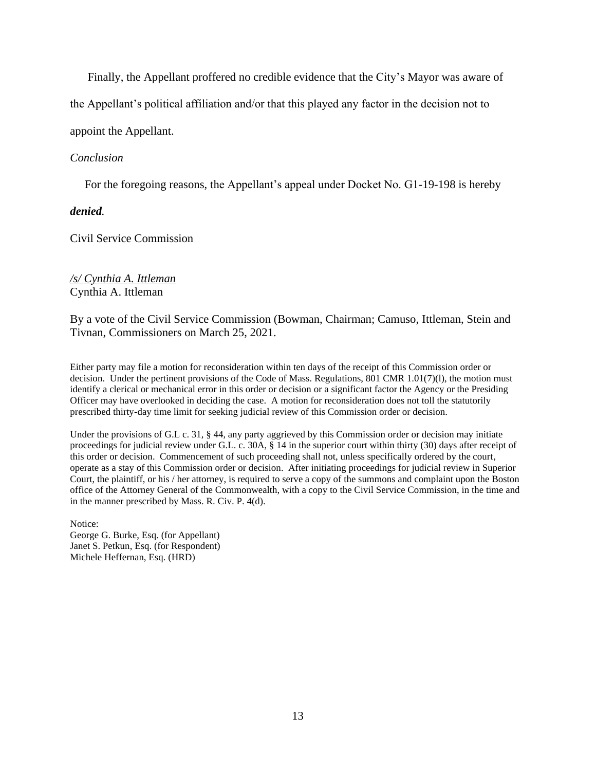Finally, the Appellant proffered no credible evidence that the City's Mayor was aware of the Appellant's political affiliation and/or that this played any factor in the decision not to appoint the Appellant.

*Conclusion*

For the foregoing reasons, the Appellant's appeal under Docket No. G1-19-198 is hereby ***denied.***

Civil Service Commission

*/s/ Cynthia A. Ittleman*
Cynthia A. Ittleman

By a vote of the Civil Service Commission (Bowman, Chairman; Camuso, Ittleman, Stein and Tivnan, Commissioners on March 25, 2021.

Either party may file a motion for reconsideration within ten days of the receipt of this Commission order or decision. Under the pertinent provisions of the Code of Mass. Regulations, 801 CMR 1.01(7)(l), the motion must identify a clerical or mechanical error in this order or decision or a significant factor the Agency or the Presiding Officer may have overlooked in deciding the case. A motion for reconsideration does not toll the statutorily prescribed thirty-day time limit for seeking judicial review of this Commission order or decision.

Under the provisions of G.L c. 31, § 44, any party aggrieved by this Commission order or decision may initiate proceedings for judicial review under G.L. c. 30A, § 14 in the superior court within thirty (30) days after receipt of this order or decision. Commencement of such proceeding shall not, unless specifically ordered by the court, operate as a stay of this Commission order or decision. After initiating proceedings for judicial review in Superior Court, the plaintiff, or his / her attorney, is required to serve a copy of the summons and complaint upon the Boston office of the Attorney General of the Commonwealth, with a copy to the Civil Service Commission, in the time and in the manner prescribed by Mass. R. Civ. P. 4(d).

Notice:
George G. Burke, Esq. (for Appellant)
Janet S. Petkun, Esq. (for Respondent)
Michele Heffernan, Esq. (HRD)